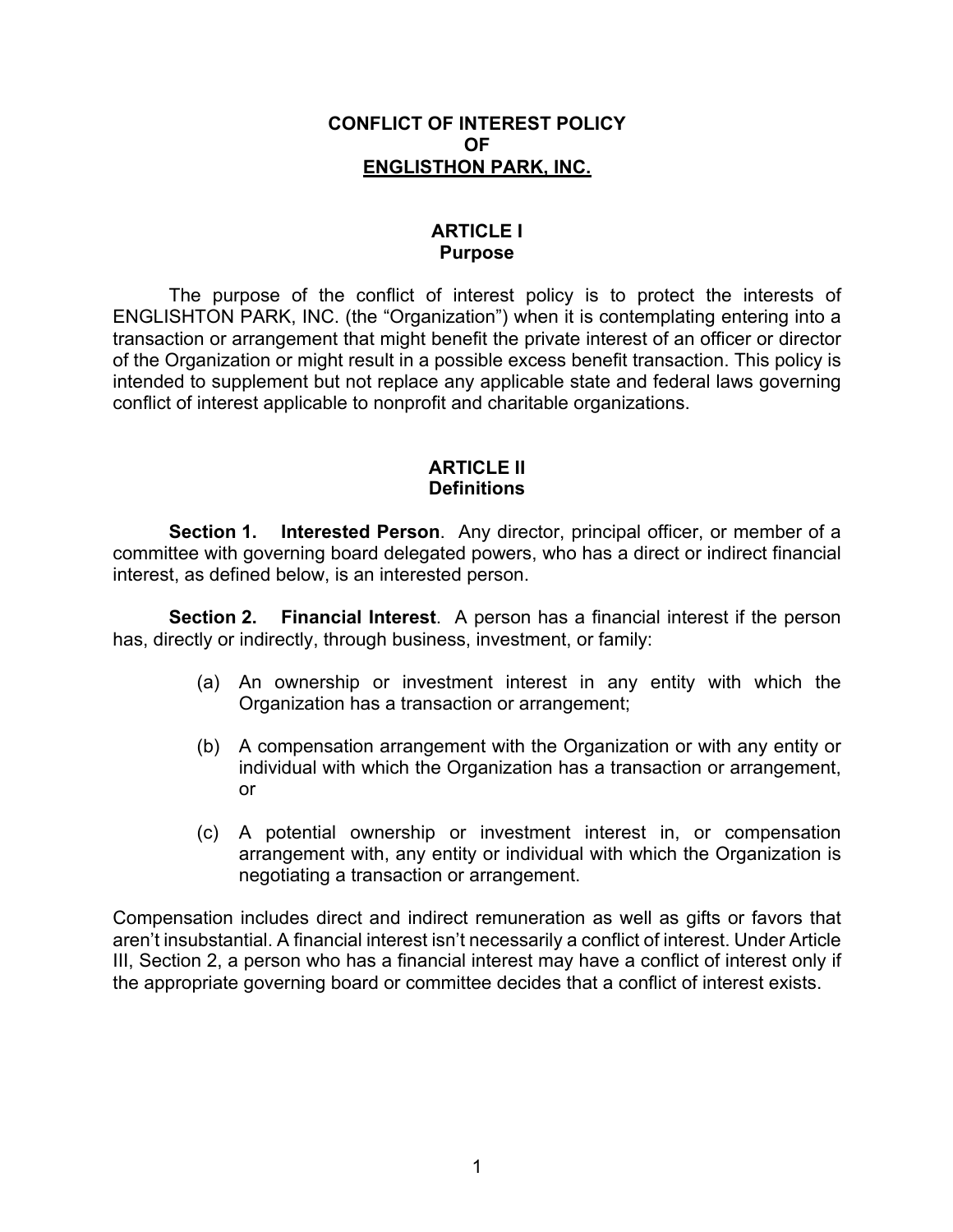# CONFLICT OF INTEREST POLICY
# OF
# ENGLISTHON PARK, INC.

## ARTICLE I
## Purpose

The purpose of the conflict of interest policy is to protect the interests of ENGLISHTON PARK, INC. (the "Organization") when it is contemplating entering into a transaction or arrangement that might benefit the private interest of an officer or director of the Organization or might result in a possible excess benefit transaction. This policy is intended to supplement but not replace any applicable state and federal laws governing conflict of interest applicable to nonprofit and charitable organizations.

## ARTICLE II
## Definitions

**Section 1. Interested Person**. Any director, principal officer, or member of a committee with governing board delegated powers, who has a direct or indirect financial interest, as defined below, is an interested person.

**Section 2. Financial Interest**. A person has a financial interest if the person has, directly or indirectly, through business, investment, or family:

(a) An ownership or investment interest in any entity with which the Organization has a transaction or arrangement;

(b) A compensation arrangement with the Organization or with any entity or individual with which the Organization has a transaction or arrangement, or

(c) A potential ownership or investment interest in, or compensation arrangement with, any entity or individual with which the Organization is negotiating a transaction or arrangement.

Compensation includes direct and indirect remuneration as well as gifts or favors that aren't insubstantial. A financial interest isn't necessarily a conflict of interest. Under Article III, Section 2, a person who has a financial interest may have a conflict of interest only if the appropriate governing board or committee decides that a conflict of interest exists.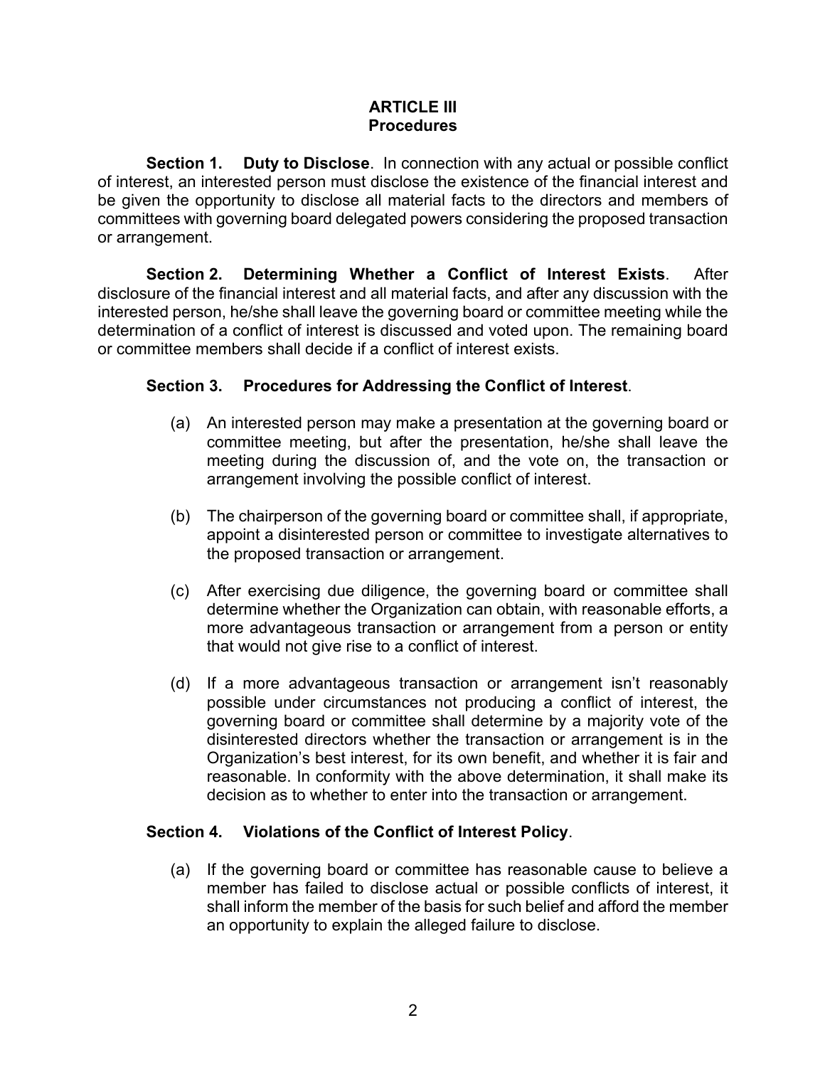## ARTICLE III
## Procedures

**Section 1. Duty to Disclose**. In connection with any actual or possible conflict of interest, an interested person must disclose the existence of the financial interest and be given the opportunity to disclose all material facts to the directors and members of committees with governing board delegated powers considering the proposed transaction or arrangement.

**Section 2. Determining Whether a Conflict of Interest Exists**. After disclosure of the financial interest and all material facts, and after any discussion with the interested person, he/she shall leave the governing board or committee meeting while the determination of a conflict of interest is discussed and voted upon. The remaining board or committee members shall decide if a conflict of interest exists.

**Section 3. Procedures for Addressing the Conflict of Interest**.

(a) An interested person may make a presentation at the governing board or committee meeting, but after the presentation, he/she shall leave the meeting during the discussion of, and the vote on, the transaction or arrangement involving the possible conflict of interest.

(b) The chairperson of the governing board or committee shall, if appropriate, appoint a disinterested person or committee to investigate alternatives to the proposed transaction or arrangement.

(c) After exercising due diligence, the governing board or committee shall determine whether the Organization can obtain, with reasonable efforts, a more advantageous transaction or arrangement from a person or entity that would not give rise to a conflict of interest.

(d) If a more advantageous transaction or arrangement isn't reasonably possible under circumstances not producing a conflict of interest, the governing board or committee shall determine by a majority vote of the disinterested directors whether the transaction or arrangement is in the Organization's best interest, for its own benefit, and whether it is fair and reasonable. In conformity with the above determination, it shall make its decision as to whether to enter into the transaction or arrangement.

**Section 4. Violations of the Conflict of Interest Policy**.

(a) If the governing board or committee has reasonable cause to believe a member has failed to disclose actual or possible conflicts of interest, it shall inform the member of the basis for such belief and afford the member an opportunity to explain the alleged failure to disclose.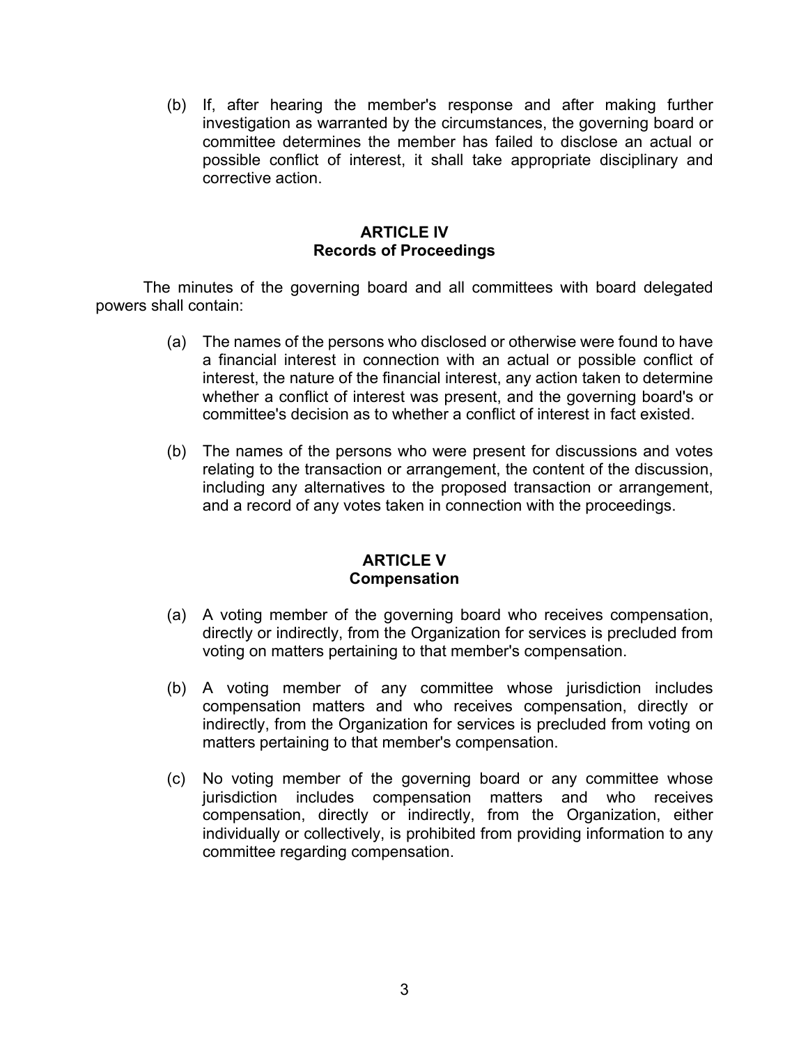(b) If, after hearing the member's response and after making further investigation as warranted by the circumstances, the governing board or committee determines the member has failed to disclose an actual or possible conflict of interest, it shall take appropriate disciplinary and corrective action.

## ARTICLE IV
## Records of Proceedings

The minutes of the governing board and all committees with board delegated powers shall contain:

(a) The names of the persons who disclosed or otherwise were found to have a financial interest in connection with an actual or possible conflict of interest, the nature of the financial interest, any action taken to determine whether a conflict of interest was present, and the governing board's or committee's decision as to whether a conflict of interest in fact existed.

(b) The names of the persons who were present for discussions and votes relating to the transaction or arrangement, the content of the discussion, including any alternatives to the proposed transaction or arrangement, and a record of any votes taken in connection with the proceedings.

## ARTICLE V
## Compensation

(a) A voting member of the governing board who receives compensation, directly or indirectly, from the Organization for services is precluded from voting on matters pertaining to that member's compensation.

(b) A voting member of any committee whose jurisdiction includes compensation matters and who receives compensation, directly or indirectly, from the Organization for services is precluded from voting on matters pertaining to that member's compensation.

(c) No voting member of the governing board or any committee whose jurisdiction includes compensation matters and who receives compensation, directly or indirectly, from the Organization, either individually or collectively, is prohibited from providing information to any committee regarding compensation.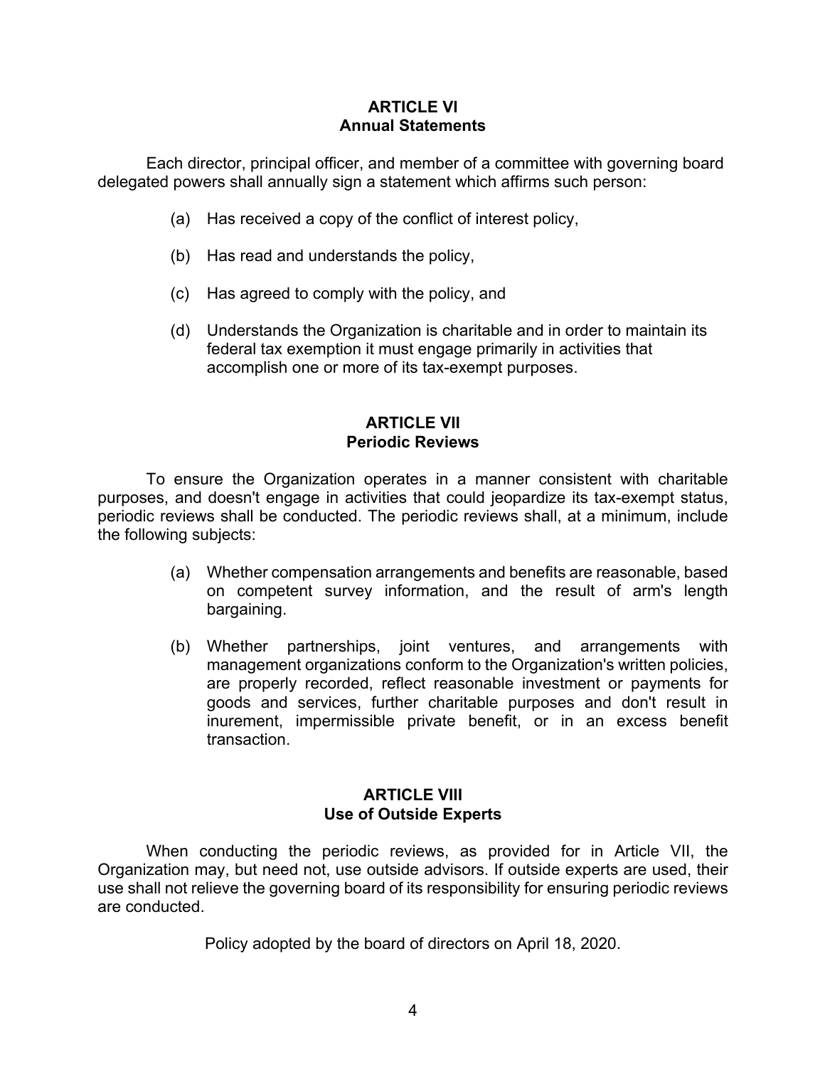## ARTICLE VI
## Annual Statements

Each director, principal officer, and member of a committee with governing board delegated powers shall annually sign a statement which affirms such person:

(a) Has received a copy of the conflict of interest policy,

(b) Has read and understands the policy,

(c) Has agreed to comply with the policy, and

(d) Understands the Organization is charitable and in order to maintain its federal tax exemption it must engage primarily in activities that accomplish one or more of its tax-exempt purposes.

## ARTICLE VII
## Periodic Reviews

To ensure the Organization operates in a manner consistent with charitable purposes, and doesn't engage in activities that could jeopardize its tax-exempt status, periodic reviews shall be conducted. The periodic reviews shall, at a minimum, include the following subjects:

(a) Whether compensation arrangements and benefits are reasonable, based on competent survey information, and the result of arm's length bargaining.

(b) Whether partnerships, joint ventures, and arrangements with management organizations conform to the Organization's written policies, are properly recorded, reflect reasonable investment or payments for goods and services, further charitable purposes and don't result in inurement, impermissible private benefit, or in an excess benefit transaction.

## ARTICLE VIII
## Use of Outside Experts

When conducting the periodic reviews, as provided for in Article VII, the Organization may, but need not, use outside advisors. If outside experts are used, their use shall not relieve the governing board of its responsibility for ensuring periodic reviews are conducted.

Policy adopted by the board of directors on April 18, 2020.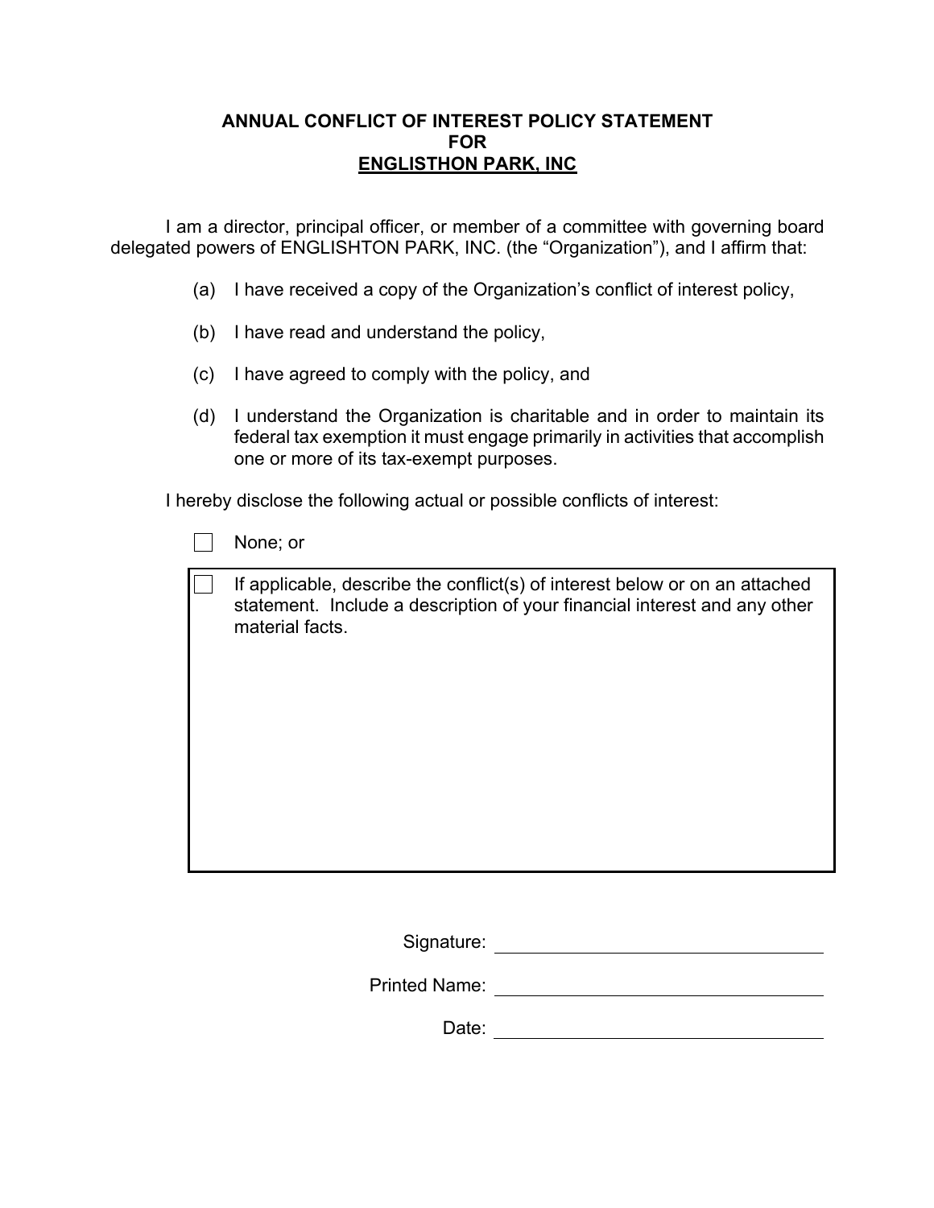**ANNUAL CONFLICT OF INTEREST POLICY STATEMENT**
**FOR**
**ENGLISTHON PARK, INC**

I am a director, principal officer, or member of a committee with governing board delegated powers of ENGLISHTON PARK, INC. (the "Organization"), and I affirm that:

(a) I have received a copy of the Organization's conflict of interest policy,

(b) I have read and understand the policy,

(c) I have agreed to comply with the policy, and

(d) I understand the Organization is charitable and in order to maintain its federal tax exemption it must engage primarily in activities that accomplish one or more of its tax-exempt purposes.

I hereby disclose the following actual or possible conflicts of interest:

☐ None; or

☐ If applicable, describe the conflict(s) of interest below or on an attached statement. Include a description of your financial interest and any other material facts.

Signature: ______________________________

Printed Name: ______________________________

Date: ______________________________